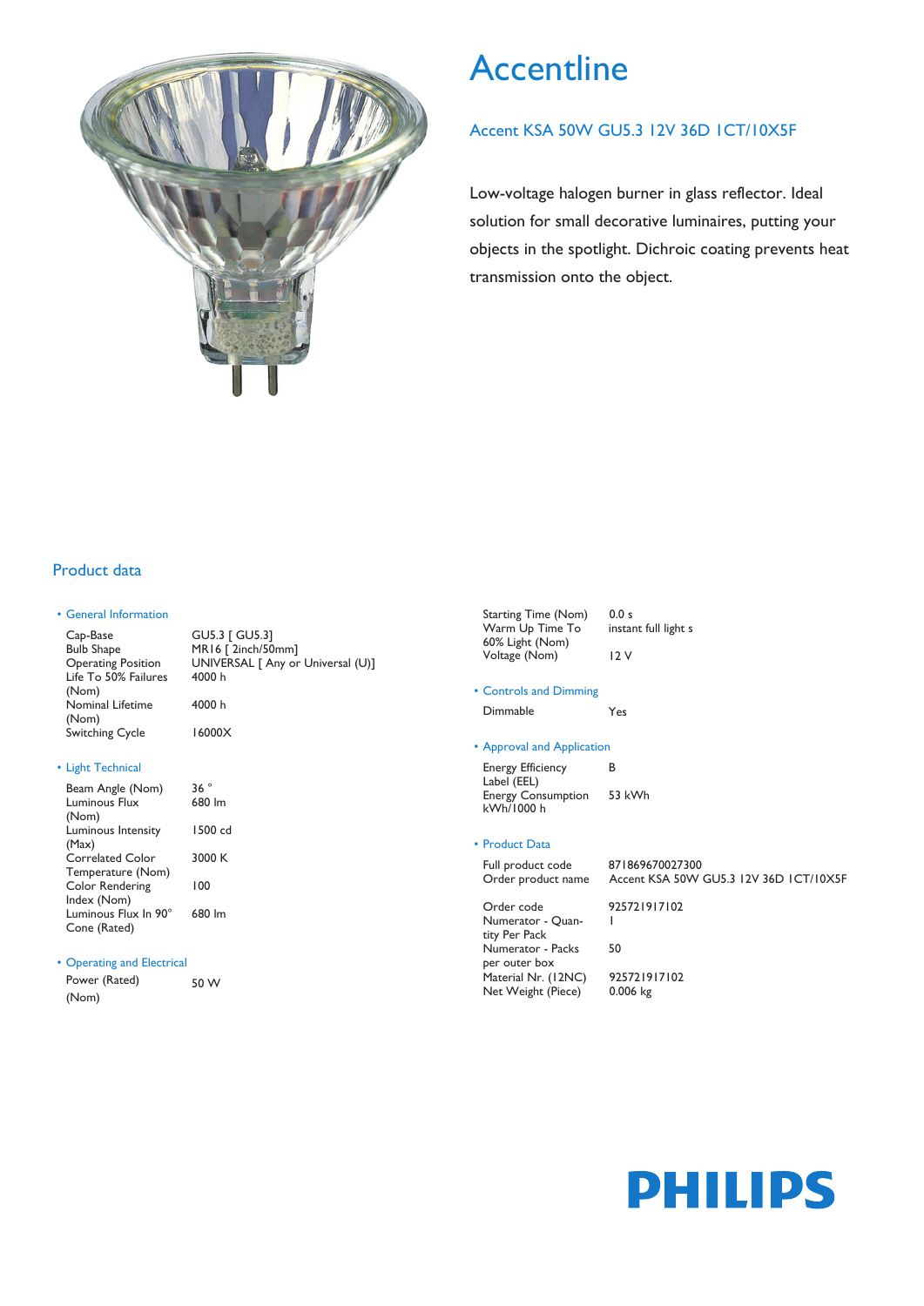# Accentline

## Accent KSA 50W GU5.3 12V 36D 1CT/10X5F

Low-voltage halogen burner in glass reflector. Ideal solution for small decorative luminaires, putting your objects in the spotlight. Dichroic coating prevents heat transmission onto the object.

## Product data

### • General Information

| | |
|---|---|
| Cap-Base | GU5.3 [ GU5.3] |
| Bulb Shape | MR16 [ 2inch/50mm] |
| Operating Position | UNIVERSAL [ Any or Universal (U)] |
| Life To 50% Failures (Nom) | 4000 h |
| Nominal Lifetime (Nom) | 4000 h |
| Switching Cycle | 16000X |

### • Light Technical

| | |
|---|---|
| Beam Angle (Nom) | 36 ° |
| Luminous Flux (Nom) | 680 lm |
| Luminous Intensity (Max) | 1500 cd |
| Correlated Color Temperature (Nom) | 3000 K |
| Color Rendering Index (Nom) | 100 |
| Luminous Flux In 90° Cone (Rated) | 680 lm |

### • Operating and Electrical

| | |
|---|---|
| Power (Rated) (Nom) | 50 W |
| Starting Time (Nom) | 0.0 s |
| Warm Up Time To 60% Light (Nom) | instant full light s |
| Voltage (Nom) | 12 V |

### • Controls and Dimming

| | |
|---|---|
| Dimmable | Yes |

### • Approval and Application

| | |
|---|---|
| Energy Efficiency Label (EEL) | B |
| Energy Consumption kWh/1000 h | 53 kWh |

### • Product Data

| | |
|---|---|
| Full product code | 871869670027300 |
| Order product name | Accent KSA 50W GU5.3 12V 36D 1CT/10X5F |
| Order code | 925721917102 |
| Numerator - Quantity Per Pack | 1 |
| Numerator - Packs per outer box | 50 |
| Material Nr. (12NC) | 925721917102 |
| Net Weight (Piece) | 0.006 kg |

PHILIPS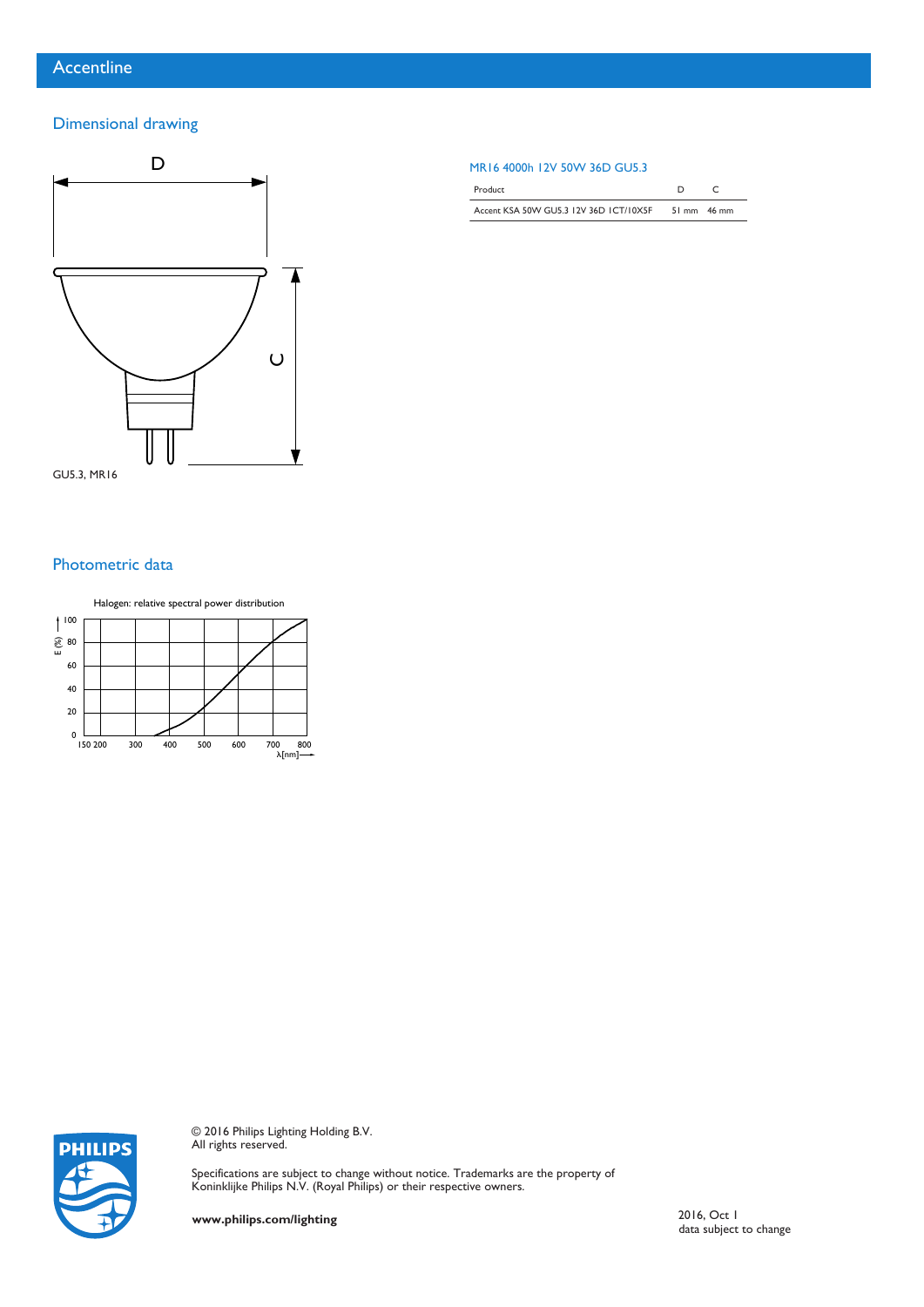# Accentline

## Dimensional drawing

D

C

GU5.3, MR16

### MR16 4000h 12V 50W 36D GU5.3

| Product | D | C |
|---|---|---|
| Accent KSA 50W GU5.3 12V 36D 1CT/10X5F | 51 mm | 46 mm |

## Photometric data

Halogen: relative spectral power distribution

E (%)

100
80
60
40
20
0

150 200 300 400 500 600 700 800

λ[nm]

© 2016 Philips Lighting Holding B.V.
All rights reserved.

Specifications are subject to change without notice. Trademarks are the property of Koninklijke Philips N.V. (Royal Philips) or their respective owners.

**www.philips.com/lighting**

2016, Oct 1
data subject to change